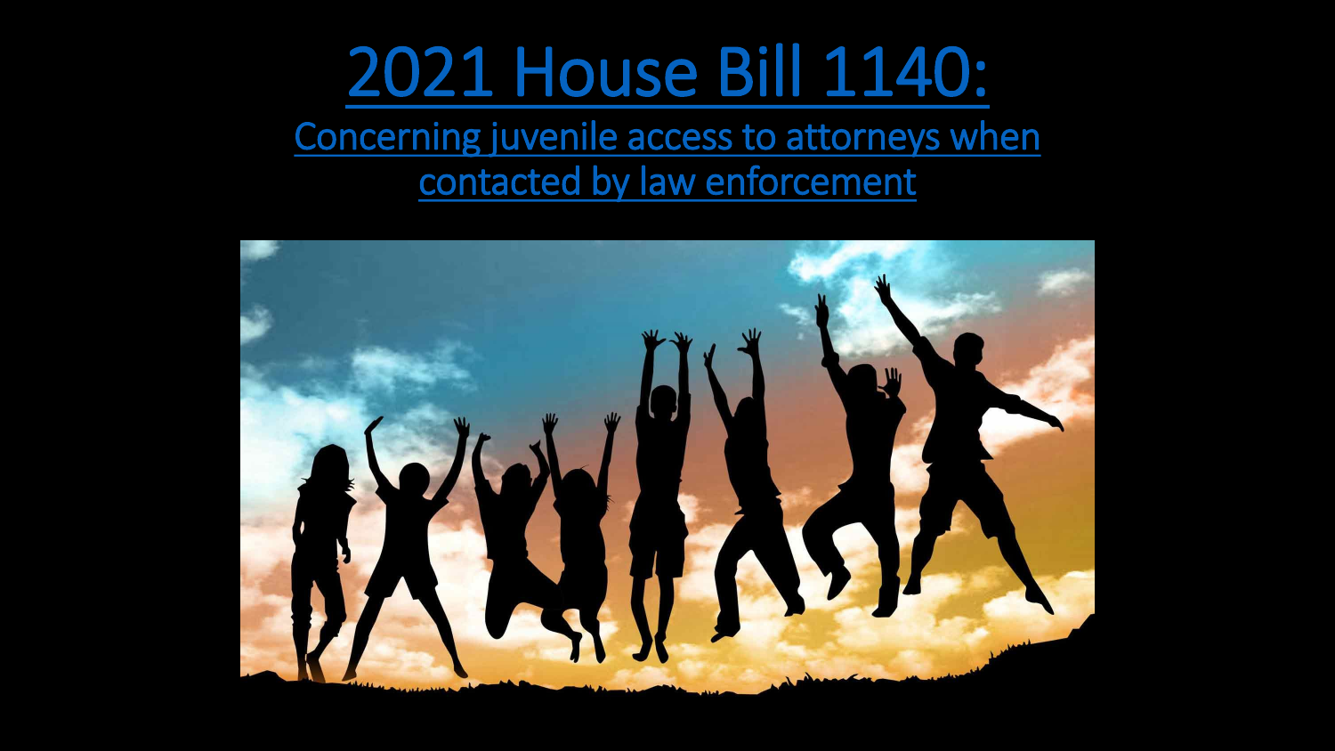# 2021 House Bill 1140:

## Concerning juvenile access to attorneys when contacted by law enforcement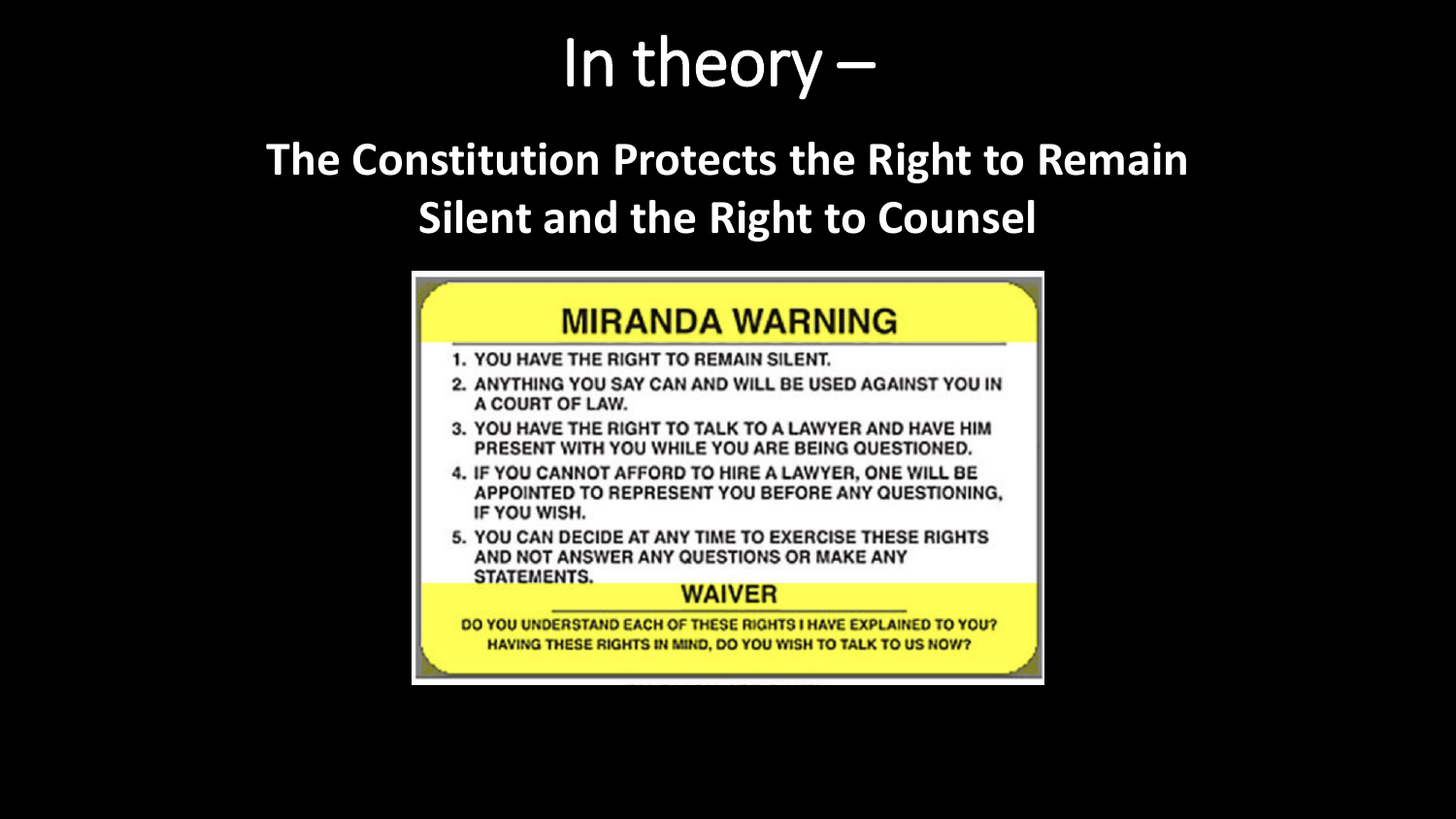# In theory –

## The Constitution Protects the Right to Remain Silent and the Right to Counsel

### MIRANDA WARNING

1. YOU HAVE THE RIGHT TO REMAIN SILENT.
2. ANYTHING YOU SAY CAN AND WILL BE USED AGAINST YOU IN A COURT OF LAW.
3. YOU HAVE THE RIGHT TO TALK TO A LAWYER AND HAVE HIM PRESENT WITH YOU WHILE YOU ARE BEING QUESTIONED.
4. IF YOU CANNOT AFFORD TO HIRE A LAWYER, ONE WILL BE APPOINTED TO REPRESENT YOU BEFORE ANY QUESTIONING, IF YOU WISH.
5. YOU CAN DECIDE AT ANY TIME TO EXERCISE THESE RIGHTS AND NOT ANSWER ANY QUESTIONS OR MAKE ANY STATEMENTS.

### WAIVER

DO YOU UNDERSTAND EACH OF THESE RIGHTS I HAVE EXPLAINED TO YOU?
HAVING THESE RIGHTS IN MIND, DO YOU WISH TO TALK TO US NOW?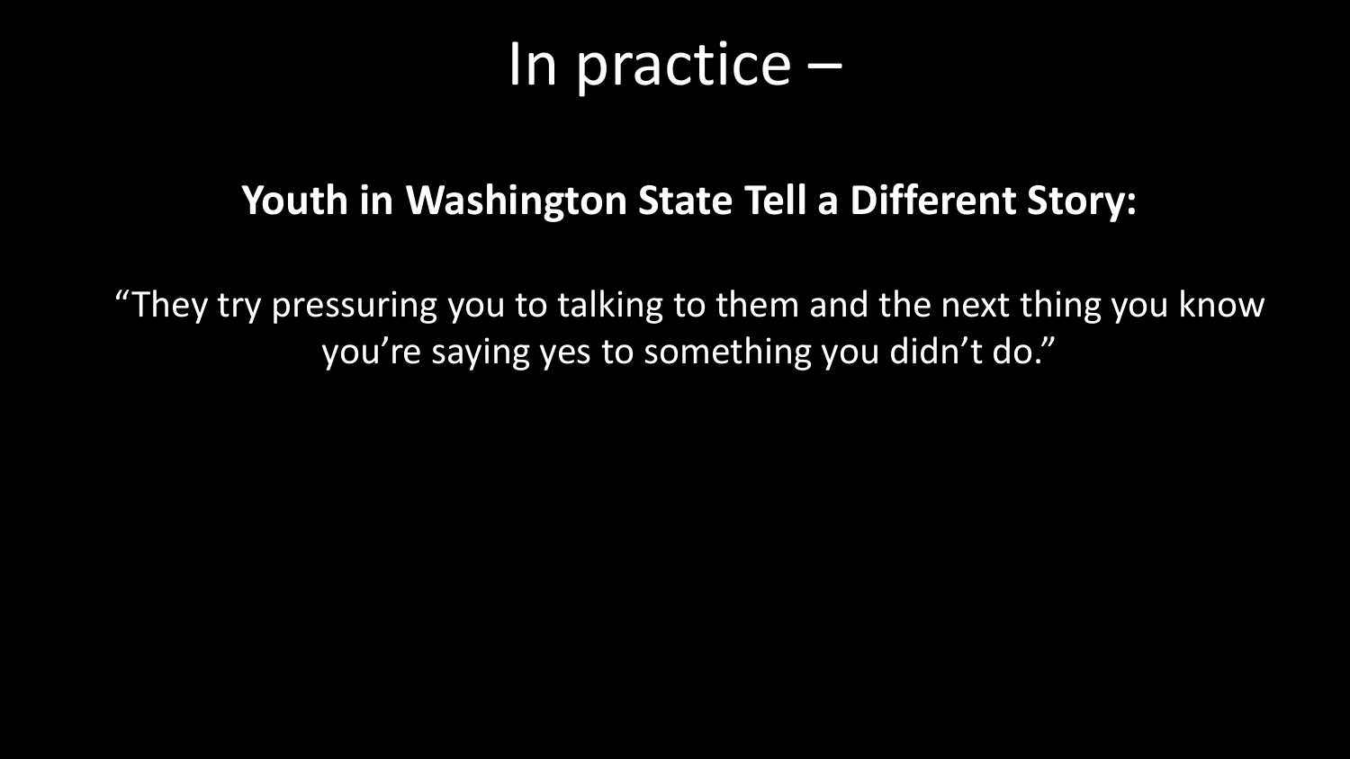# In practice –

**Youth in Washington State Tell a Different Story:**

“They try pressuring you to talking to them and the next thing you know you’re saying yes to something you didn’t do.”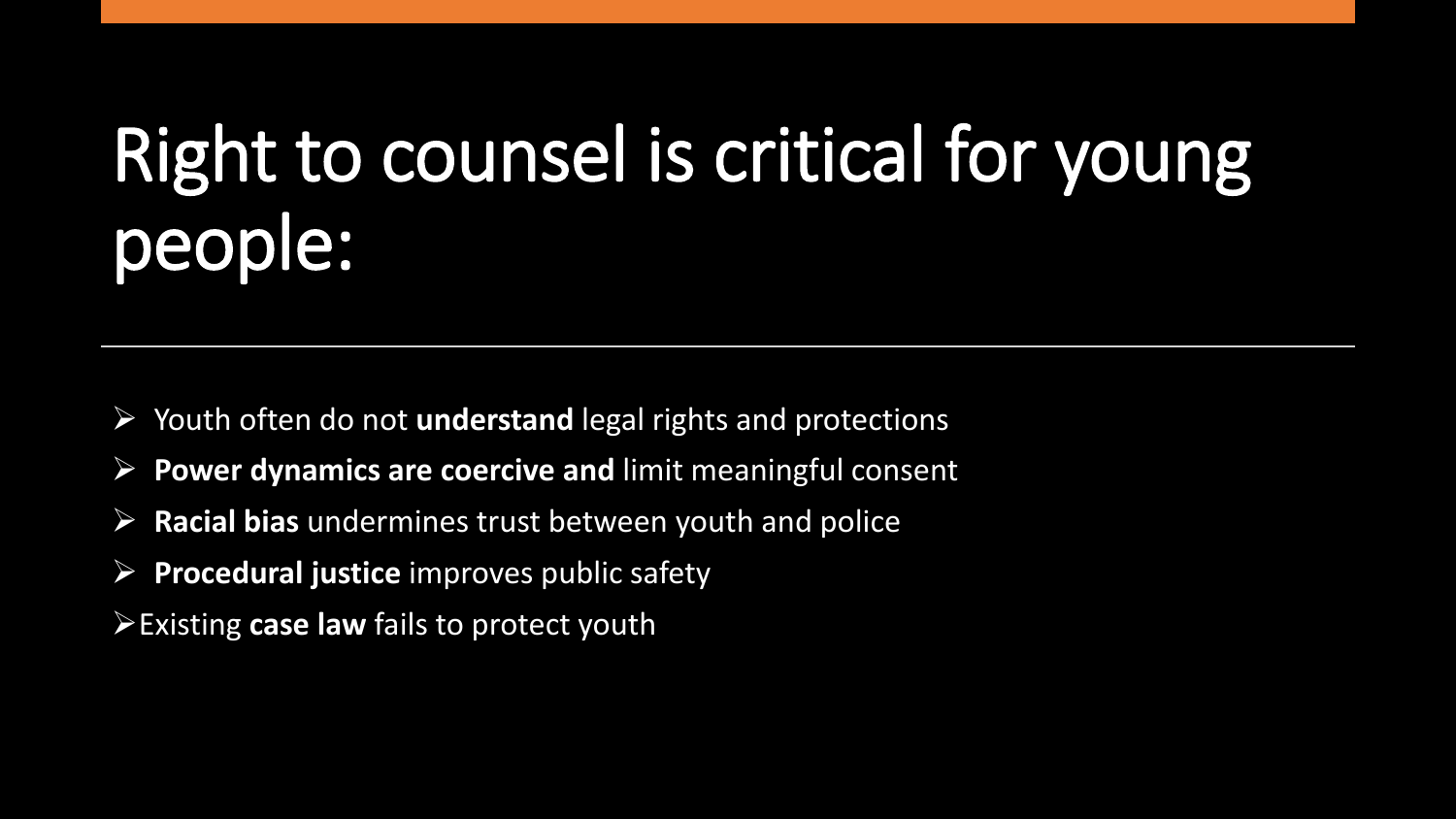# Right to counsel is critical for young people:

- Youth often do not **understand** legal rights and protections
- **Power dynamics are coercive and** limit meaningful consent
- **Racial bias** undermines trust between youth and police
- **Procedural justice** improves public safety
- Existing **case law** fails to protect youth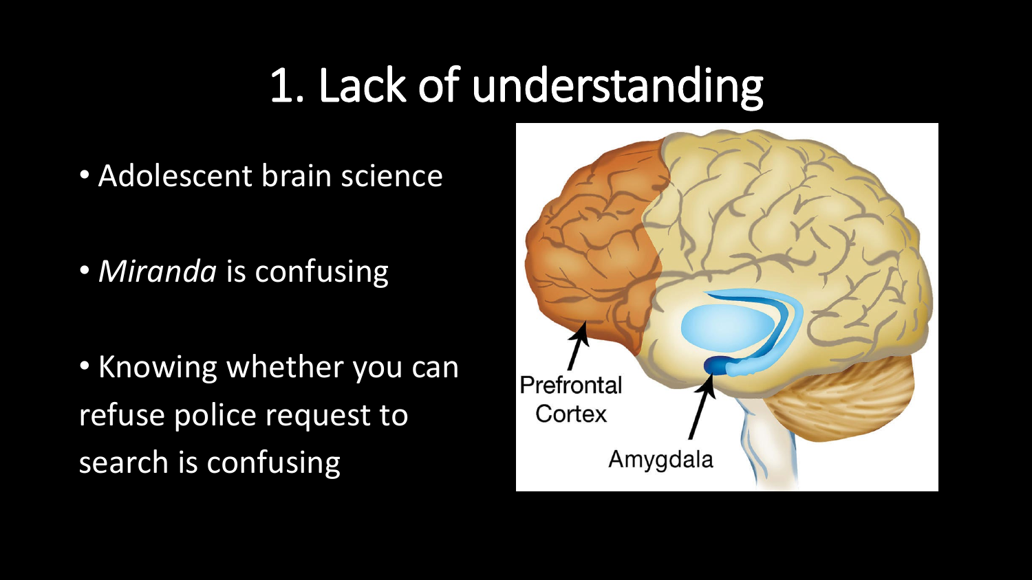# 1. Lack of understanding

- Adolescent brain science
- *Miranda* is confusing
- Knowing whether you can refuse police request to search is confusing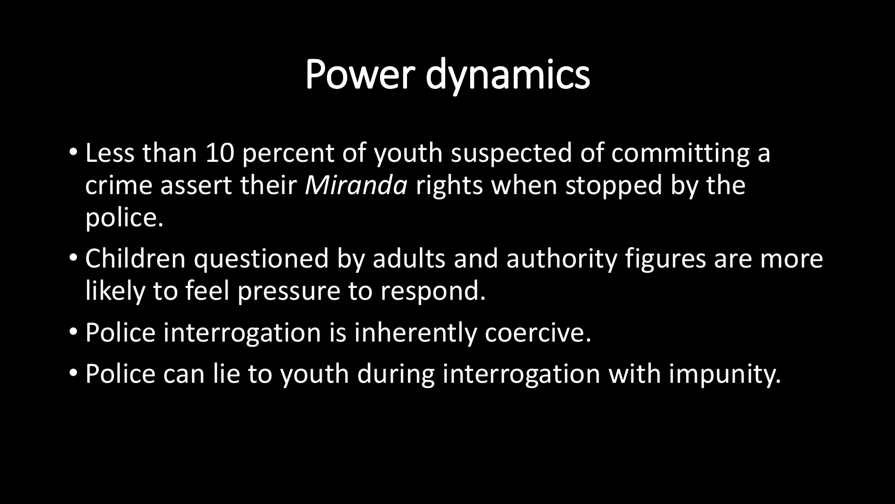# Power dynamics

- Less than 10 percent of youth suspected of committing a crime assert their *Miranda* rights when stopped by the police.
- Children questioned by adults and authority figures are more likely to feel pressure to respond.
- Police interrogation is inherently coercive.
- Police can lie to youth during interrogation with impunity.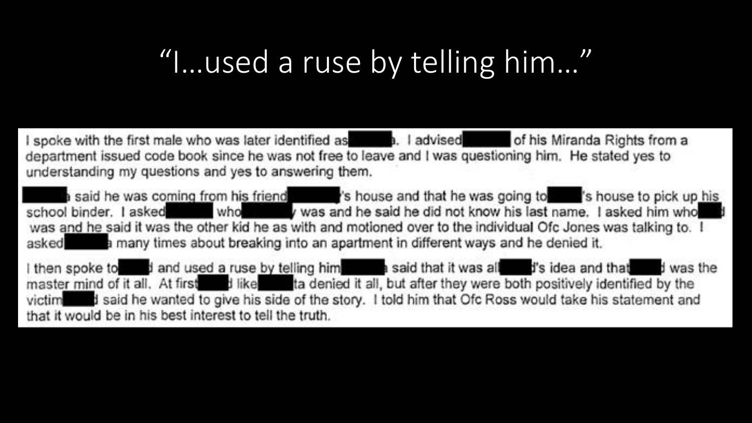# "I…used a ruse by telling him…"

I spoke with the first male who was later identified as ███. I advised ███ of his Miranda Rights from a department issued code book since he was not free to leave and I was questioning him. He stated yes to understanding my questions and yes to answering them.

███ said he was coming from his friend ███'s house and that he was going to ███'s house to pick up his school binder. I asked ███ who ███ was and he said he did not know his last name. I asked him who ███ was and he said it was the other kid he as with and motioned over to the individual Ofc Jones was talking to. I asked ███ many times about breaking into an apartment in different ways and he denied it.

I then spoke to ███ and used a ruse by telling him ███ said that it was all ███'s idea and that ███ was the master mind of it all. At first ███ like ███ta denied it all, but after they were both positively identified by the victim ███ said he wanted to give his side of the story. I told him that Ofc Ross would take his statement and that it would be in his best interest to tell the truth.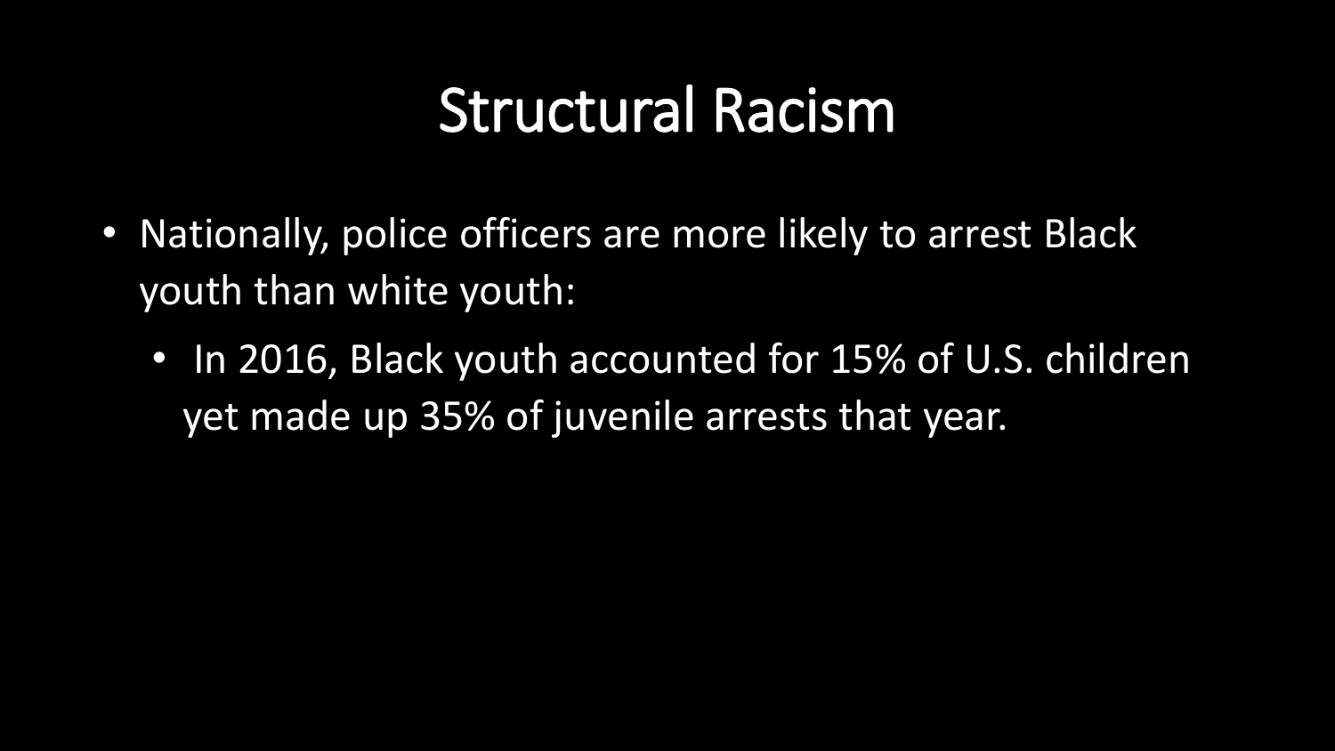# Structural Racism

- Nationally, police officers are more likely to arrest Black youth than white youth:
  - In 2016, Black youth accounted for 15% of U.S. children yet made up 35% of juvenile arrests that year.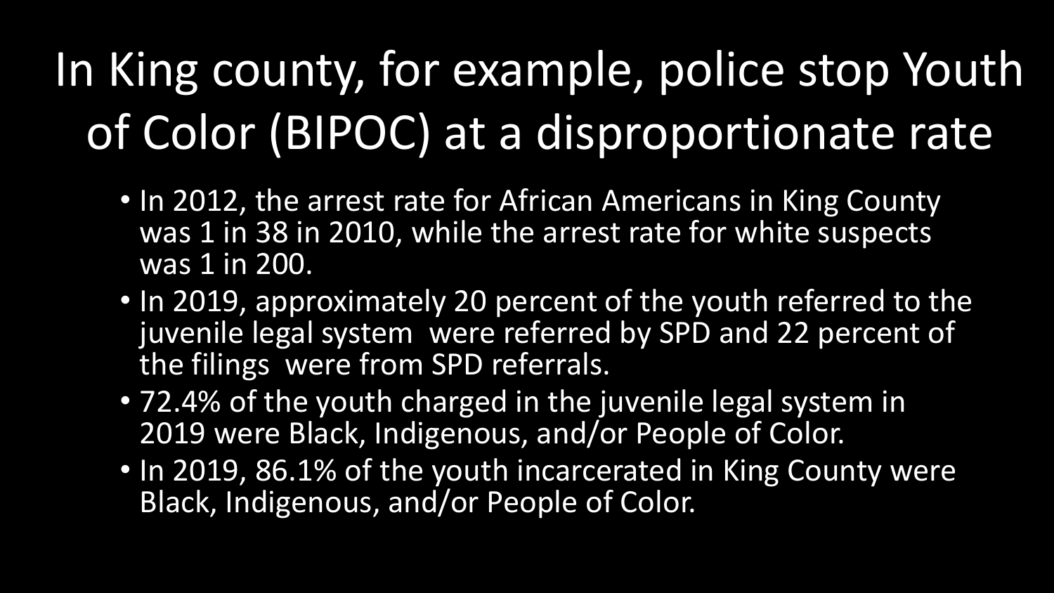# In King county, for example, police stop Youth of Color (BIPOC) at a disproportionate rate

- In 2012, the arrest rate for African Americans in King County was 1 in 38 in 2010, while the arrest rate for white suspects was 1 in 200.
- In 2019, approximately 20 percent of the youth referred to the juvenile legal system were referred by SPD and 22 percent of the filings were from SPD referrals.
- 72.4% of the youth charged in the juvenile legal system in 2019 were Black, Indigenous, and/or People of Color.
- In 2019, 86.1% of the youth incarcerated in King County were Black, Indigenous, and/or People of Color.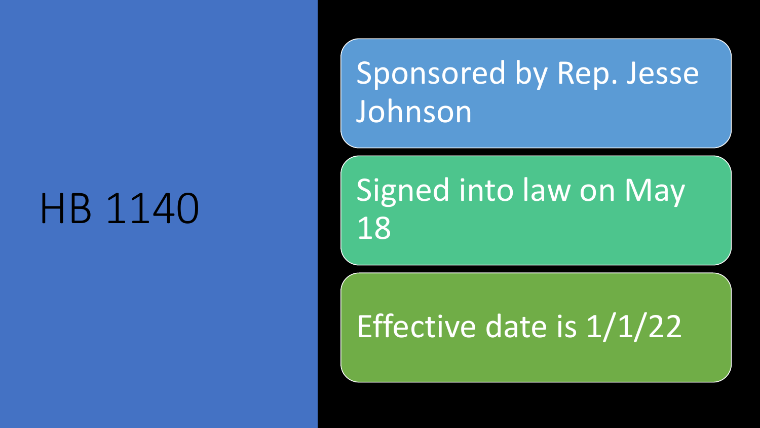# HB 1140

- Sponsored by Rep. Jesse Johnson
- Signed into law on May 18
- Effective date is 1/1/22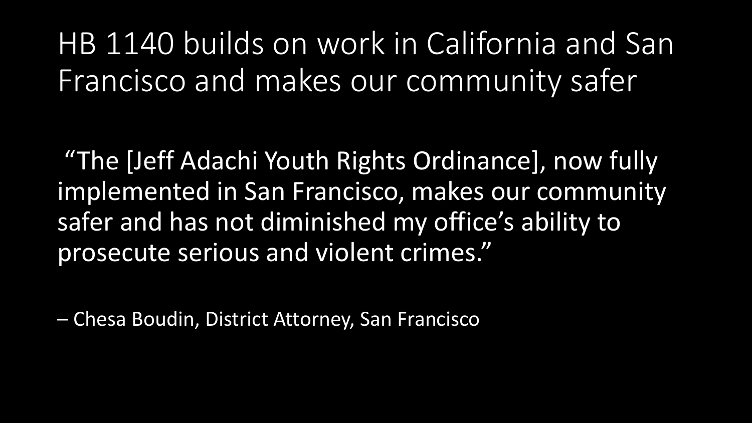# HB 1140 builds on work in California and San Francisco and makes our community safer

"The [Jeff Adachi Youth Rights Ordinance], now fully implemented in San Francisco, makes our community safer and has not diminished my office's ability to prosecute serious and violent crimes."

– Chesa Boudin, District Attorney, San Francisco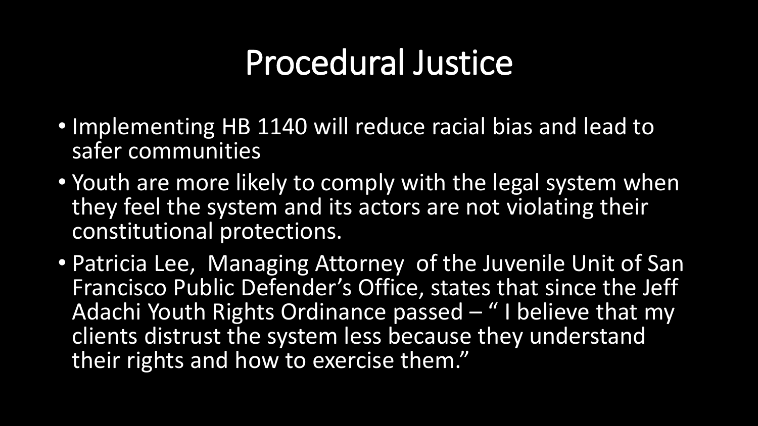# Procedural Justice

- Implementing HB 1140 will reduce racial bias and lead to safer communities
- Youth are more likely to comply with the legal system when they feel the system and its actors are not violating their constitutional protections.
- Patricia Lee, Managing Attorney of the Juvenile Unit of San Francisco Public Defender's Office, states that since the Jeff Adachi Youth Rights Ordinance passed – " I believe that my clients distrust the system less because they understand their rights and how to exercise them."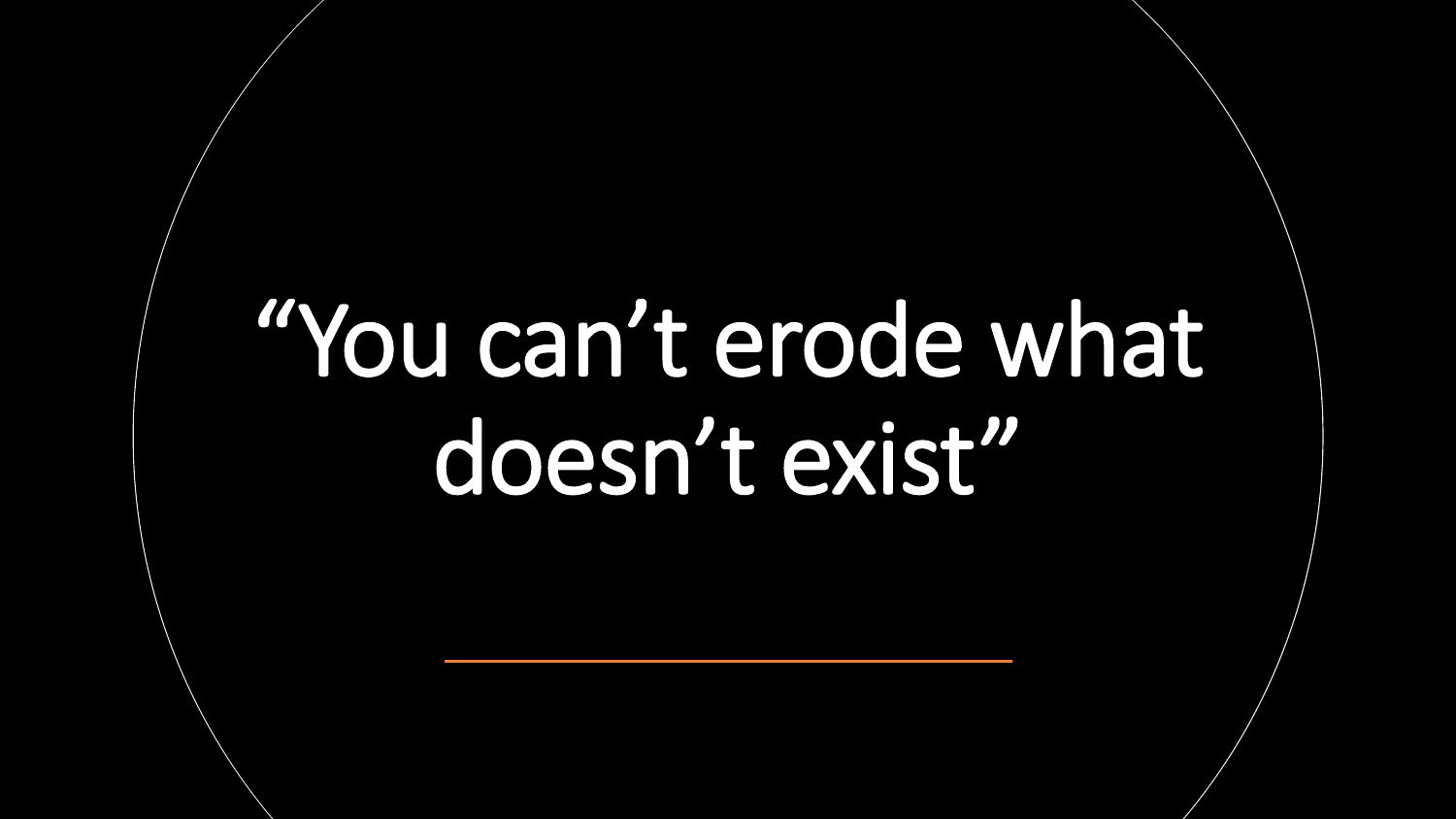# “You can’t erode what doesn’t exist”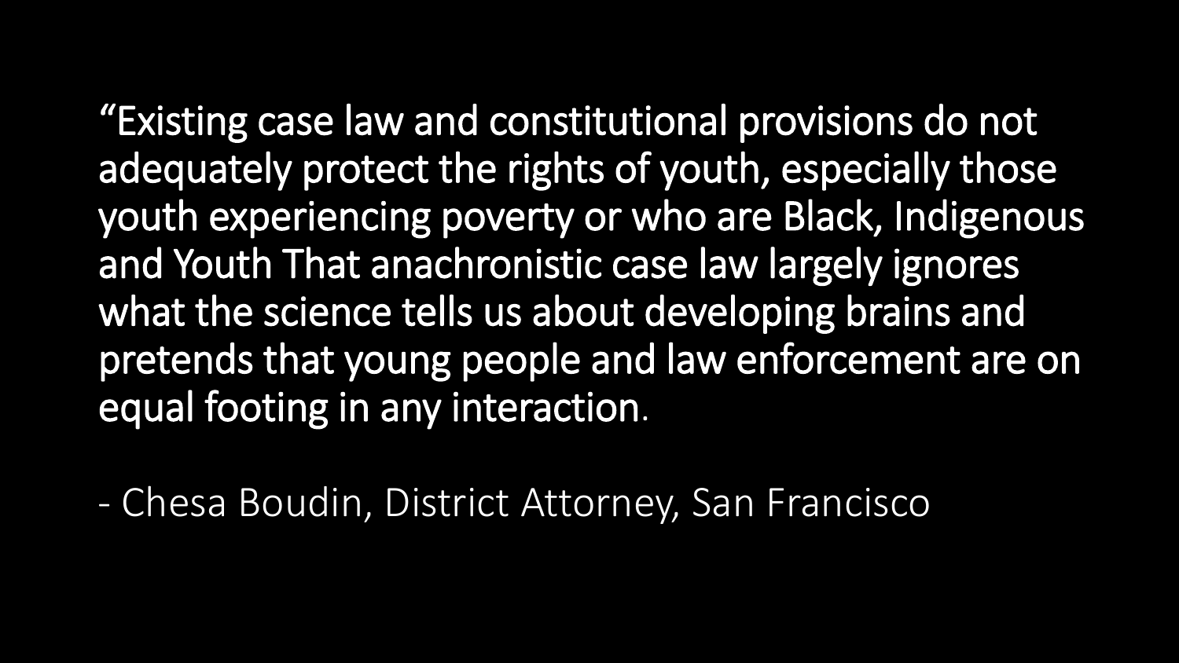"Existing case law and constitutional provisions do not adequately protect the rights of youth, especially those youth experiencing poverty or who are Black, Indigenous and Youth That anachronistic case law largely ignores what the science tells us about developing brains and pretends that young people and law enforcement are on equal footing in any interaction.

- Chesa Boudin, District Attorney, San Francisco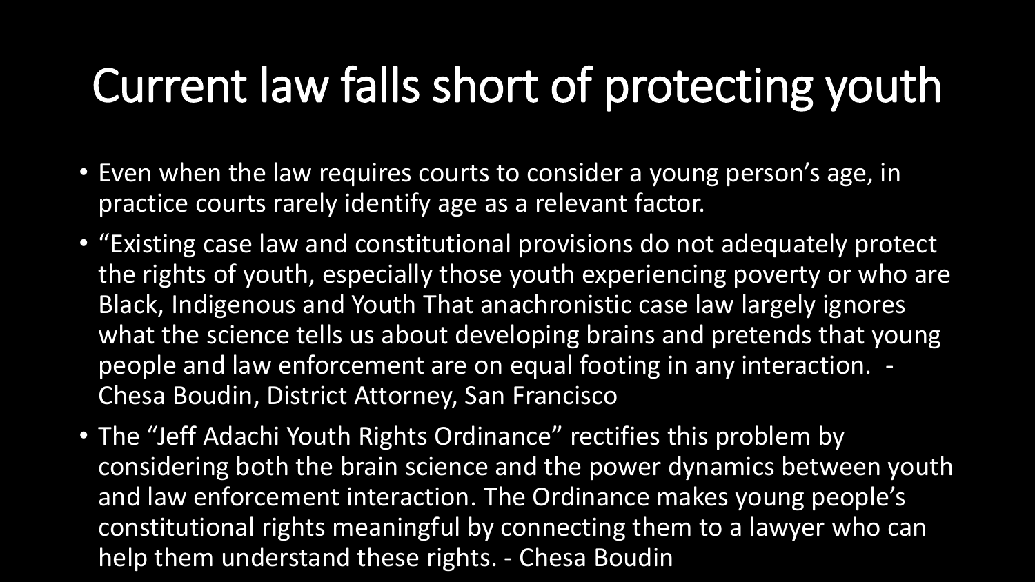# Current law falls short of protecting youth

- Even when the law requires courts to consider a young person's age, in practice courts rarely identify age as a relevant factor.
- "Existing case law and constitutional provisions do not adequately protect the rights of youth, especially those youth experiencing poverty or who are Black, Indigenous and Youth That anachronistic case law largely ignores what the science tells us about developing brains and pretends that young people and law enforcement are on equal footing in any interaction. - Chesa Boudin, District Attorney, San Francisco
- The "Jeff Adachi Youth Rights Ordinance" rectifies this problem by considering both the brain science and the power dynamics between youth and law enforcement interaction. The Ordinance makes young people's constitutional rights meaningful by connecting them to a lawyer who can help them understand these rights. - Chesa Boudin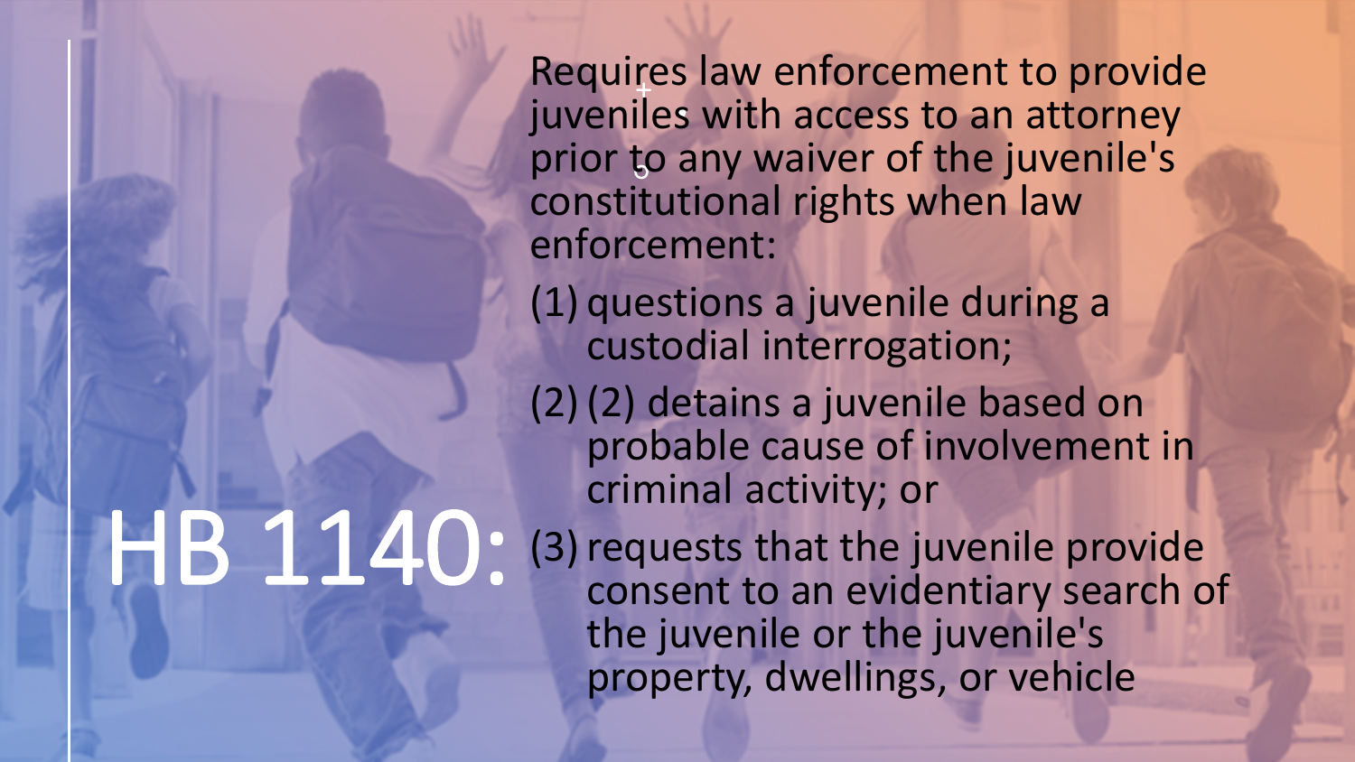# HB 1140:

Requires law enforcement to provide juveniles with access to an attorney prior to any waiver of the juvenile's constitutional rights when law enforcement:

(1) questions a juvenile during a custodial interrogation;

(2) (2) detains a juvenile based on probable cause of involvement in criminal activity; or

(3) requests that the juvenile provide consent to an evidentiary search of the juvenile or the juvenile's property, dwellings, or vehicle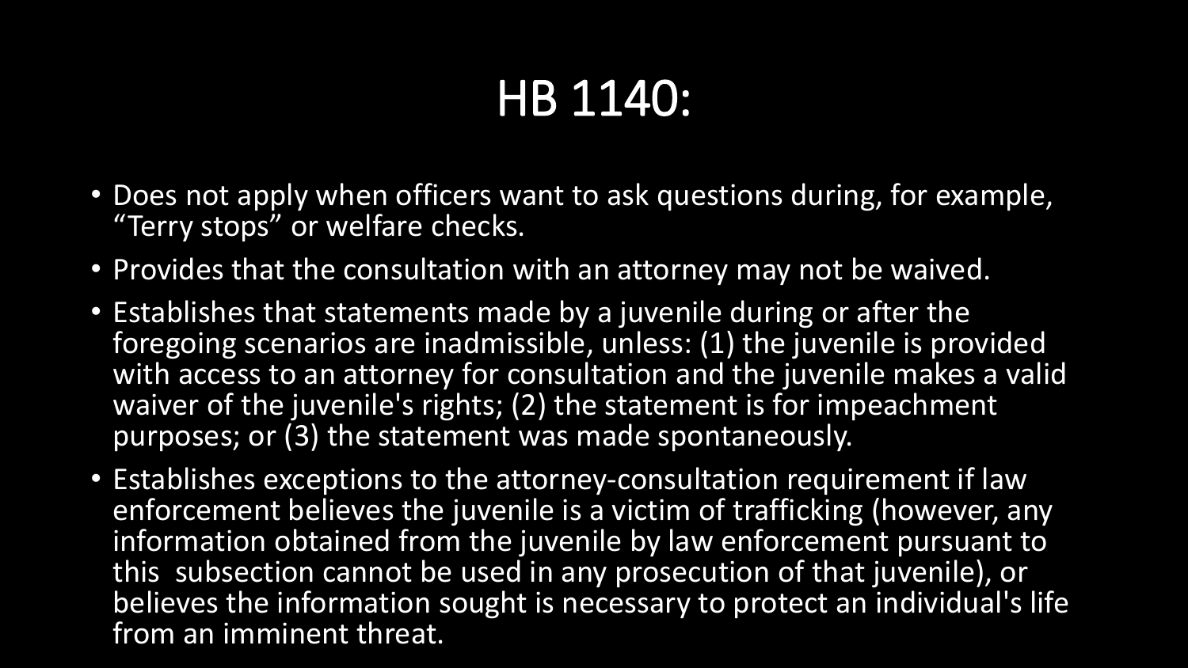# HB 1140:

- Does not apply when officers want to ask questions during, for example, "Terry stops" or welfare checks.
- Provides that the consultation with an attorney may not be waived.
- Establishes that statements made by a juvenile during or after the foregoing scenarios are inadmissible, unless: (1) the juvenile is provided with access to an attorney for consultation and the juvenile makes a valid waiver of the juvenile's rights; (2) the statement is for impeachment purposes; or (3) the statement was made spontaneously.
- Establishes exceptions to the attorney-consultation requirement if law enforcement believes the juvenile is a victim of trafficking (however, any information obtained from the juvenile by law enforcement pursuant to this subsection cannot be used in any prosecution of that juvenile), or believes the information sought is necessary to protect an individual's life from an imminent threat.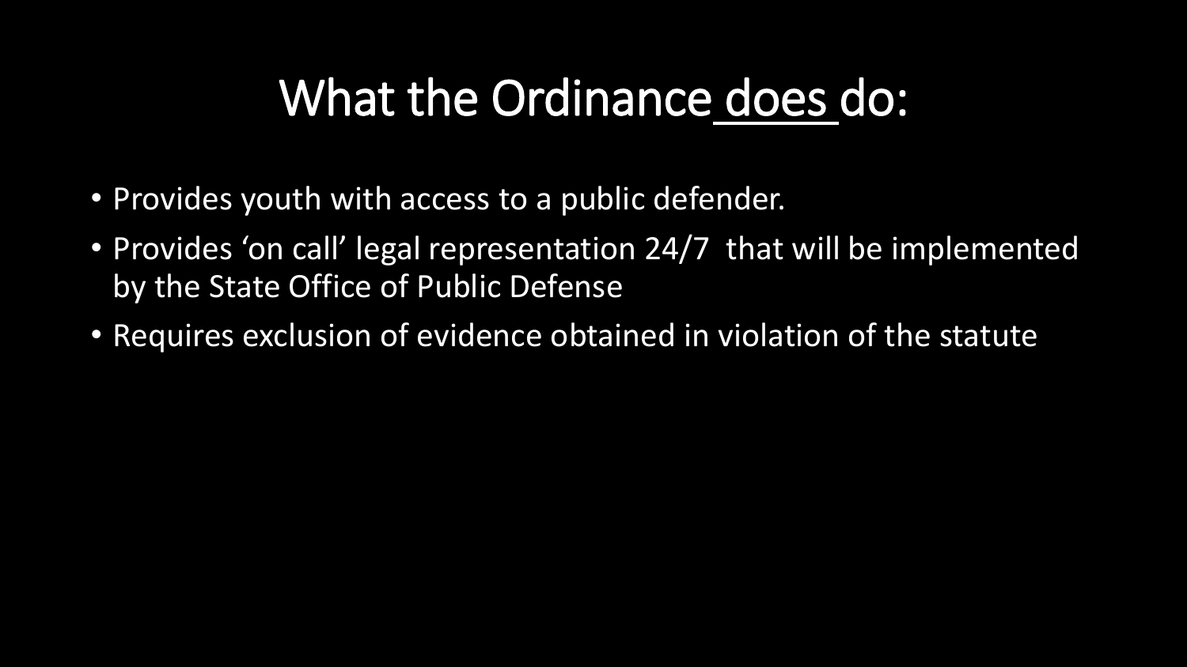# What the Ordinance does do:

- Provides youth with access to a public defender.
- Provides 'on call' legal representation 24/7 that will be implemented by the State Office of Public Defense
- Requires exclusion of evidence obtained in violation of the statute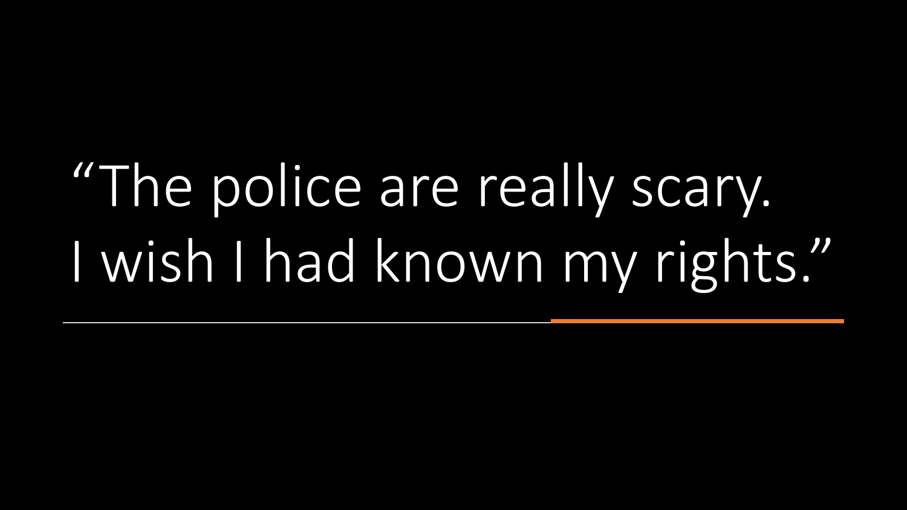"The police are really scary. I wish I had known my rights."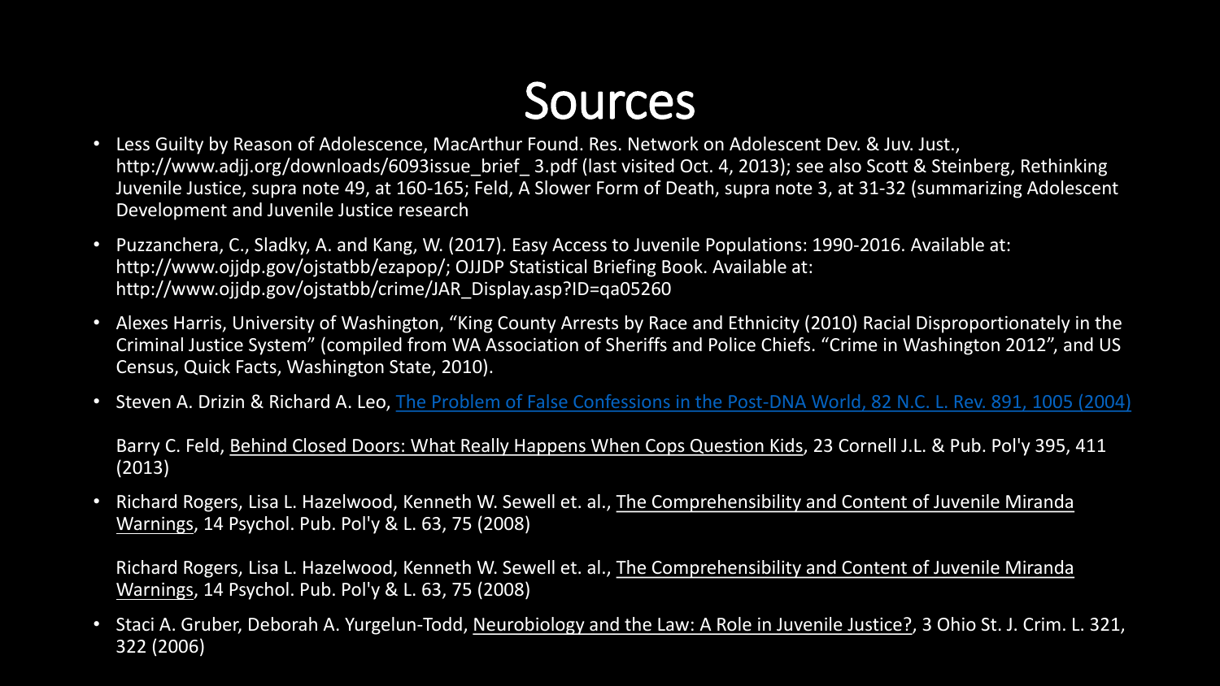# Sources

- Less Guilty by Reason of Adolescence, MacArthur Found. Res. Network on Adolescent Dev. & Juv. Just., http://www.adjj.org/downloads/6093issue_brief_ 3.pdf (last visited Oct. 4, 2013); see also Scott & Steinberg, Rethinking Juvenile Justice, supra note 49, at 160-165; Feld, A Slower Form of Death, supra note 3, at 31-32 (summarizing Adolescent Development and Juvenile Justice research

- Puzzanchera, C., Sladky, A. and Kang, W. (2017). Easy Access to Juvenile Populations: 1990-2016. Available at: http://www.ojjdp.gov/ojstatbb/ezapop/; OJJDP Statistical Briefing Book. Available at: http://www.ojjdp.gov/ojstatbb/crime/JAR_Display.asp?ID=qa05260

- Alexes Harris, University of Washington, "King County Arrests by Race and Ethnicity (2010) Racial Disproportionately in the Criminal Justice System" (compiled from WA Association of Sheriffs and Police Chiefs. "Crime in Washington 2012", and US Census, Quick Facts, Washington State, 2010).

- Steven A. Drizin & Richard A. Leo, The Problem of False Confessions in the Post-DNA World, 82 N.C. L. Rev. 891, 1005 (2004)

  Barry C. Feld, Behind Closed Doors: What Really Happens When Cops Question Kids, 23 Cornell J.L. & Pub. Pol'y 395, 411 (2013)

- Richard Rogers, Lisa L. Hazelwood, Kenneth W. Sewell et. al., The Comprehensibility and Content of Juvenile Miranda Warnings, 14 Psychol. Pub. Pol'y & L. 63, 75 (2008)

  Richard Rogers, Lisa L. Hazelwood, Kenneth W. Sewell et. al., The Comprehensibility and Content of Juvenile Miranda Warnings, 14 Psychol. Pub. Pol'y & L. 63, 75 (2008)

- Staci A. Gruber, Deborah A. Yurgelun-Todd, Neurobiology and the Law: A Role in Juvenile Justice?, 3 Ohio St. J. Crim. L. 321, 322 (2006)